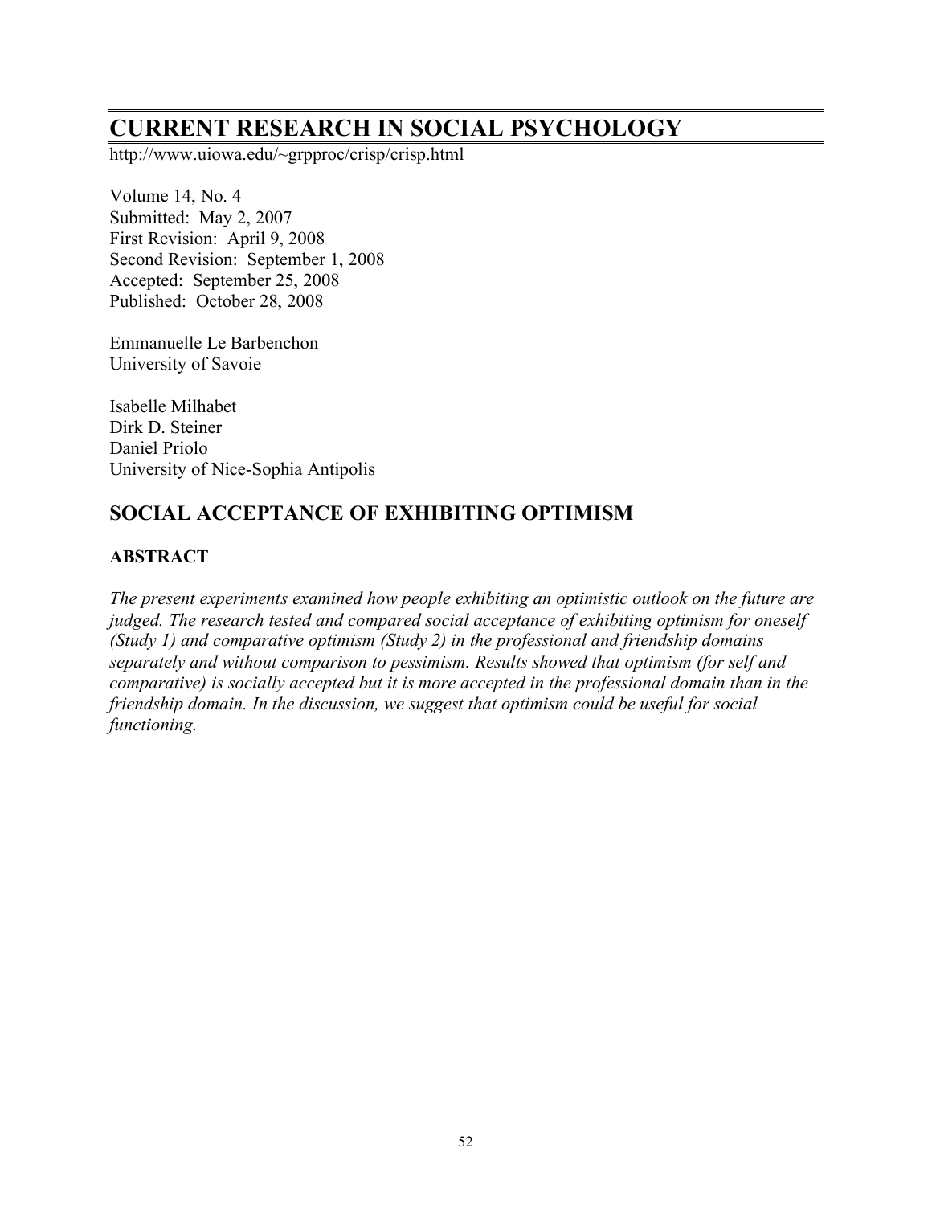# CURRENT RESEARCH IN SOCIAL PSYCHOLOGY

http://www.uiowa.edu/~grpproc/crisp/crisp.html

Volume 14, No. 4
Submitted: May 2, 2007
First Revision: April 9, 2008
Second Revision: September 1, 2008
Accepted: September 25, 2008
Published: October 28, 2008

Emmanuelle Le Barbenchon
University of Savoie

Isabelle Milhabet
Dirk D. Steiner
Daniel Priolo
University of Nice-Sophia Antipolis

## SOCIAL ACCEPTANCE OF EXHIBITING OPTIMISM

### ABSTRACT

*The present experiments examined how people exhibiting an optimistic outlook on the future are judged. The research tested and compared social acceptance of exhibiting optimism for oneself (Study 1) and comparative optimism (Study 2) in the professional and friendship domains separately and without comparison to pessimism. Results showed that optimism (for self and comparative) is socially accepted but it is more accepted in the professional domain than in the friendship domain. In the discussion, we suggest that optimism could be useful for social functioning.*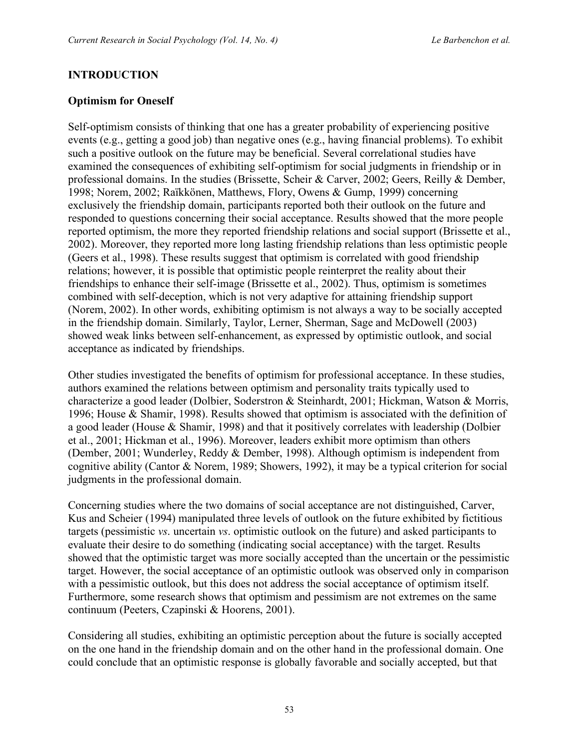## INTRODUCTION

### Optimism for Oneself

Self-optimism consists of thinking that one has a greater probability of experiencing positive events (e.g., getting a good job) than negative ones (e.g., having financial problems). To exhibit such a positive outlook on the future may be beneficial. Several correlational studies have examined the consequences of exhibiting self-optimism for social judgments in friendship or in professional domains. In the studies (Brissette, Scheir & Carver, 2002; Geers, Reilly & Dember, 1998; Norem, 2002; Raïkkönen, Matthews, Flory, Owens & Gump, 1999) concerning exclusively the friendship domain, participants reported both their outlook on the future and responded to questions concerning their social acceptance. Results showed that the more people reported optimism, the more they reported friendship relations and social support (Brissette et al., 2002). Moreover, they reported more long lasting friendship relations than less optimistic people (Geers et al., 1998). These results suggest that optimism is correlated with good friendship relations; however, it is possible that optimistic people reinterpret the reality about their friendships to enhance their self-image (Brissette et al., 2002). Thus, optimism is sometimes combined with self-deception, which is not very adaptive for attaining friendship support (Norem, 2002). In other words, exhibiting optimism is not always a way to be socially accepted in the friendship domain. Similarly, Taylor, Lerner, Sherman, Sage and McDowell (2003) showed weak links between self-enhancement, as expressed by optimistic outlook, and social acceptance as indicated by friendships.

Other studies investigated the benefits of optimism for professional acceptance. In these studies, authors examined the relations between optimism and personality traits typically used to characterize a good leader (Dolbier, Soderstron & Steinhardt, 2001; Hickman, Watson & Morris, 1996; House & Shamir, 1998). Results showed that optimism is associated with the definition of a good leader (House & Shamir, 1998) and that it positively correlates with leadership (Dolbier et al., 2001; Hickman et al., 1996). Moreover, leaders exhibit more optimism than others (Dember, 2001; Wunderley, Reddy & Dember, 1998). Although optimism is independent from cognitive ability (Cantor & Norem, 1989; Showers, 1992), it may be a typical criterion for social judgments in the professional domain.

Concerning studies where the two domains of social acceptance are not distinguished, Carver, Kus and Scheier (1994) manipulated three levels of outlook on the future exhibited by fictitious targets (pessimistic *vs*. uncertain *vs*. optimistic outlook on the future) and asked participants to evaluate their desire to do something (indicating social acceptance) with the target. Results showed that the optimistic target was more socially accepted than the uncertain or the pessimistic target. However, the social acceptance of an optimistic outlook was observed only in comparison with a pessimistic outlook, but this does not address the social acceptance of optimism itself. Furthermore, some research shows that optimism and pessimism are not extremes on the same continuum (Peeters, Czapinski & Hoorens, 2001).

Considering all studies, exhibiting an optimistic perception about the future is socially accepted on the one hand in the friendship domain and on the other hand in the professional domain. One could conclude that an optimistic response is globally favorable and socially accepted, but that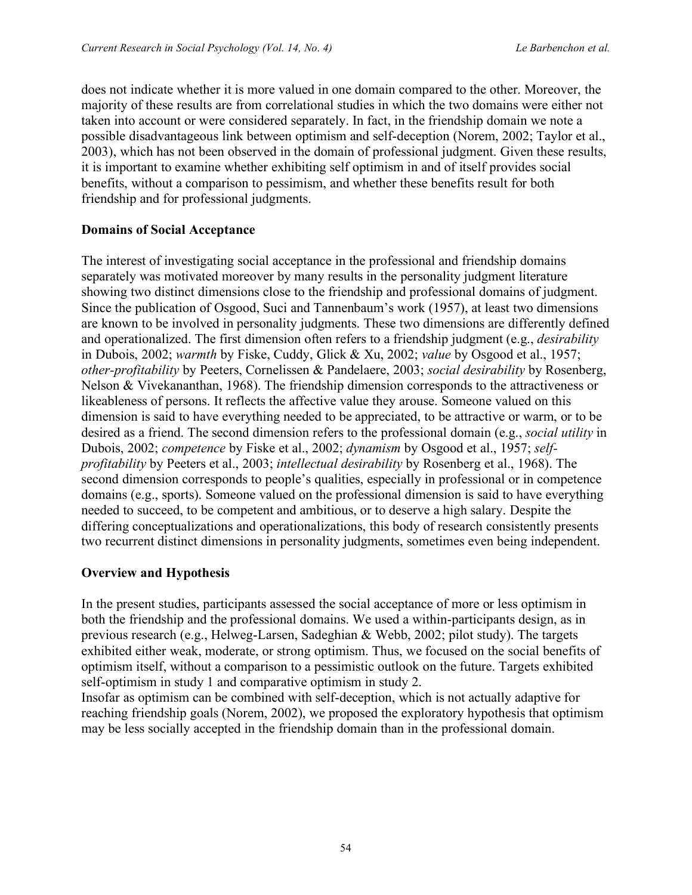does not indicate whether it is more valued in one domain compared to the other. Moreover, the majority of these results are from correlational studies in which the two domains were either not taken into account or were considered separately. In fact, in the friendship domain we note a possible disadvantageous link between optimism and self-deception (Norem, 2002; Taylor et al., 2003), which has not been observed in the domain of professional judgment. Given these results, it is important to examine whether exhibiting self optimism in and of itself provides social benefits, without a comparison to pessimism, and whether these benefits result for both friendship and for professional judgments.

## Domains of Social Acceptance

The interest of investigating social acceptance in the professional and friendship domains separately was motivated moreover by many results in the personality judgment literature showing two distinct dimensions close to the friendship and professional domains of judgment. Since the publication of Osgood, Suci and Tannenbaum's work (1957), at least two dimensions are known to be involved in personality judgments. These two dimensions are differently defined and operationalized. The first dimension often refers to a friendship judgment (e.g., *desirability* in Dubois, 2002; *warmth* by Fiske, Cuddy, Glick & Xu, 2002; *value* by Osgood et al., 1957; *other-profitability* by Peeters, Cornelissen & Pandelaere, 2003; *social desirability* by Rosenberg, Nelson & Vivekananthan, 1968). The friendship dimension corresponds to the attractiveness or likeableness of persons. It reflects the affective value they arouse. Someone valued on this dimension is said to have everything needed to be appreciated, to be attractive or warm, or to be desired as a friend. The second dimension refers to the professional domain (e.g., *social utility* in Dubois, 2002; *competence* by Fiske et al., 2002; *dynamism* by Osgood et al., 1957; *self-profitability* by Peeters et al., 2003; *intellectual desirability* by Rosenberg et al., 1968). The second dimension corresponds to people's qualities, especially in professional or in competence domains (e.g., sports). Someone valued on the professional dimension is said to have everything needed to succeed, to be competent and ambitious, or to deserve a high salary. Despite the differing conceptualizations and operationalizations, this body of research consistently presents two recurrent distinct dimensions in personality judgments, sometimes even being independent.

## Overview and Hypothesis

In the present studies, participants assessed the social acceptance of more or less optimism in both the friendship and the professional domains. We used a within-participants design, as in previous research (e.g., Helweg-Larsen, Sadeghian & Webb, 2002; pilot study). The targets exhibited either weak, moderate, or strong optimism. Thus, we focused on the social benefits of optimism itself, without a comparison to a pessimistic outlook on the future. Targets exhibited self-optimism in study 1 and comparative optimism in study 2.

Insofar as optimism can be combined with self-deception, which is not actually adaptive for reaching friendship goals (Norem, 2002), we proposed the exploratory hypothesis that optimism may be less socially accepted in the friendship domain than in the professional domain.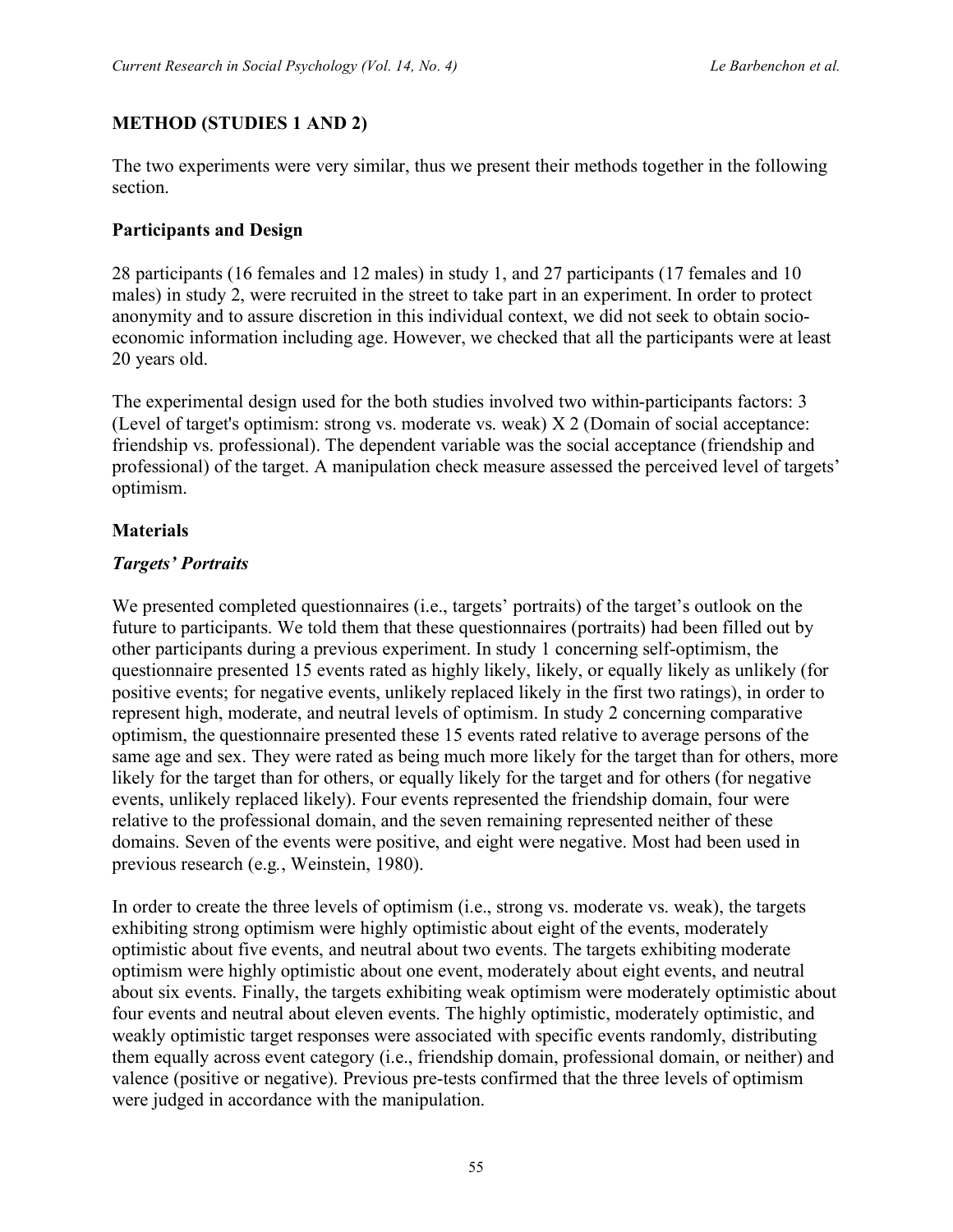## METHOD (STUDIES 1 AND 2)

The two experiments were very similar, thus we present their methods together in the following section.

### Participants and Design

28 participants (16 females and 12 males) in study 1, and 27 participants (17 females and 10 males) in study 2, were recruited in the street to take part in an experiment. In order to protect anonymity and to assure discretion in this individual context, we did not seek to obtain socio-economic information including age. However, we checked that all the participants were at least 20 years old.

The experimental design used for the both studies involved two within-participants factors: 3 (Level of target's optimism: strong vs. moderate vs. weak) X 2 (Domain of social acceptance: friendship vs. professional). The dependent variable was the social acceptance (friendship and professional) of the target. A manipulation check measure assessed the perceived level of targets' optimism.

### Materials

#### *Targets' Portraits*

We presented completed questionnaires (i.e., targets' portraits) of the target's outlook on the future to participants. We told them that these questionnaires (portraits) had been filled out by other participants during a previous experiment. In study 1 concerning self-optimism, the questionnaire presented 15 events rated as highly likely, likely, or equally likely as unlikely (for positive events; for negative events, unlikely replaced likely in the first two ratings), in order to represent high, moderate, and neutral levels of optimism. In study 2 concerning comparative optimism, the questionnaire presented these 15 events rated relative to average persons of the same age and sex. They were rated as being much more likely for the target than for others, more likely for the target than for others, or equally likely for the target and for others (for negative events, unlikely replaced likely). Four events represented the friendship domain, four were relative to the professional domain, and the seven remaining represented neither of these domains. Seven of the events were positive, and eight were negative. Most had been used in previous research (e.g., Weinstein, 1980).

In order to create the three levels of optimism (i.e., strong vs. moderate vs. weak), the targets exhibiting strong optimism were highly optimistic about eight of the events, moderately optimistic about five events, and neutral about two events. The targets exhibiting moderate optimism were highly optimistic about one event, moderately about eight events, and neutral about six events. Finally, the targets exhibiting weak optimism were moderately optimistic about four events and neutral about eleven events. The highly optimistic, moderately optimistic, and weakly optimistic target responses were associated with specific events randomly, distributing them equally across event category (i.e., friendship domain, professional domain, or neither) and valence (positive or negative). Previous pre-tests confirmed that the three levels of optimism were judged in accordance with the manipulation.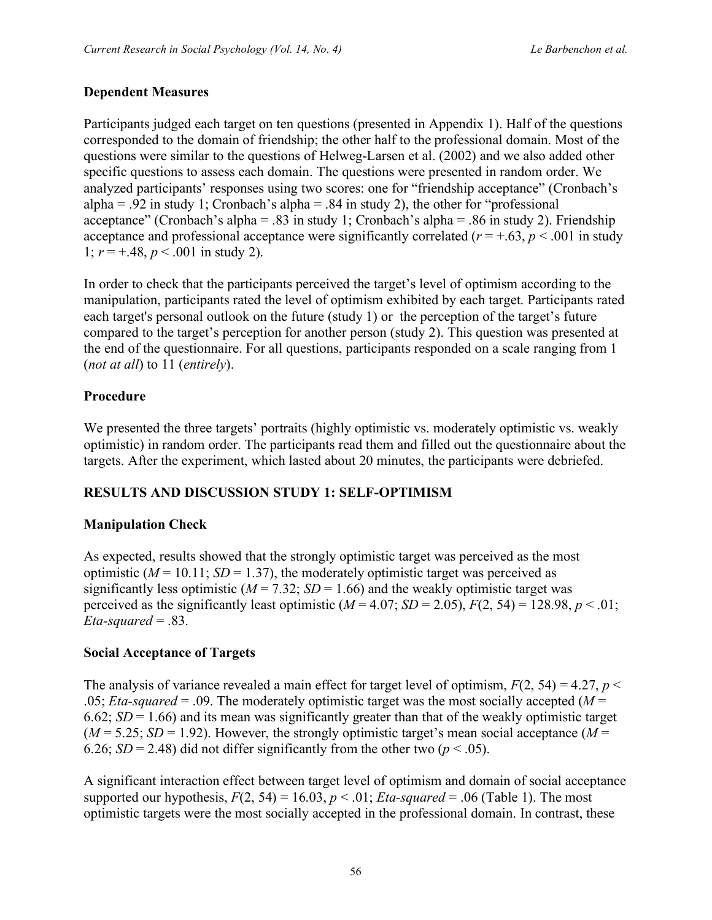### Dependent Measures

Participants judged each target on ten questions (presented in Appendix 1). Half of the questions corresponded to the domain of friendship; the other half to the professional domain. Most of the questions were similar to the questions of Helweg-Larsen et al. (2002) and we also added other specific questions to assess each domain. The questions were presented in random order. We analyzed participants' responses using two scores: one for "friendship acceptance" (Cronbach's alpha = .92 in study 1; Cronbach's alpha = .84 in study 2), the other for "professional acceptance" (Cronbach's alpha = .83 in study 1; Cronbach's alpha = .86 in study 2). Friendship acceptance and professional acceptance were significantly correlated ($r = +.63$, $p < .001$ in study 1; $r = +.48$, $p < .001$ in study 2).

In order to check that the participants perceived the target's level of optimism according to the manipulation, participants rated the level of optimism exhibited by each target. Participants rated each target's personal outlook on the future (study 1) or the perception of the target's future compared to the target's perception for another person (study 2). This question was presented at the end of the questionnaire. For all questions, participants responded on a scale ranging from 1 (*not at all*) to 11 (*entirely*).

### Procedure

We presented the three targets' portraits (highly optimistic vs. moderately optimistic vs. weakly optimistic) in random order. The participants read them and filled out the questionnaire about the targets. After the experiment, which lasted about 20 minutes, the participants were debriefed.

## RESULTS AND DISCUSSION STUDY 1: SELF-OPTIMISM

### Manipulation Check

As expected, results showed that the strongly optimistic target was perceived as the most optimistic ($M = 10.11$; $SD = 1.37$), the moderately optimistic target was perceived as significantly less optimistic ($M = 7.32$; $SD = 1.66$) and the weakly optimistic target was perceived as the significantly least optimistic ($M = 4.07$; $SD = 2.05$), $F(2, 54) = 128.98$, $p < .01$; *Eta-squared* = .83.

### Social Acceptance of Targets

The analysis of variance revealed a main effect for target level of optimism, $F(2, 54) = 4.27$, $p < .05$; *Eta-squared* = .09. The moderately optimistic target was the most socially accepted ($M = 6.62$; $SD = 1.66$) and its mean was significantly greater than that of the weakly optimistic target ($M = 5.25$; $SD = 1.92$). However, the strongly optimistic target's mean social acceptance ($M = 6.26$; $SD = 2.48$) did not differ significantly from the other two ($p < .05$).

A significant interaction effect between target level of optimism and domain of social acceptance supported our hypothesis, $F(2, 54) = 16.03$, $p < .01$; *Eta-squared* = .06 (Table 1). The most optimistic targets were the most socially accepted in the professional domain. In contrast, these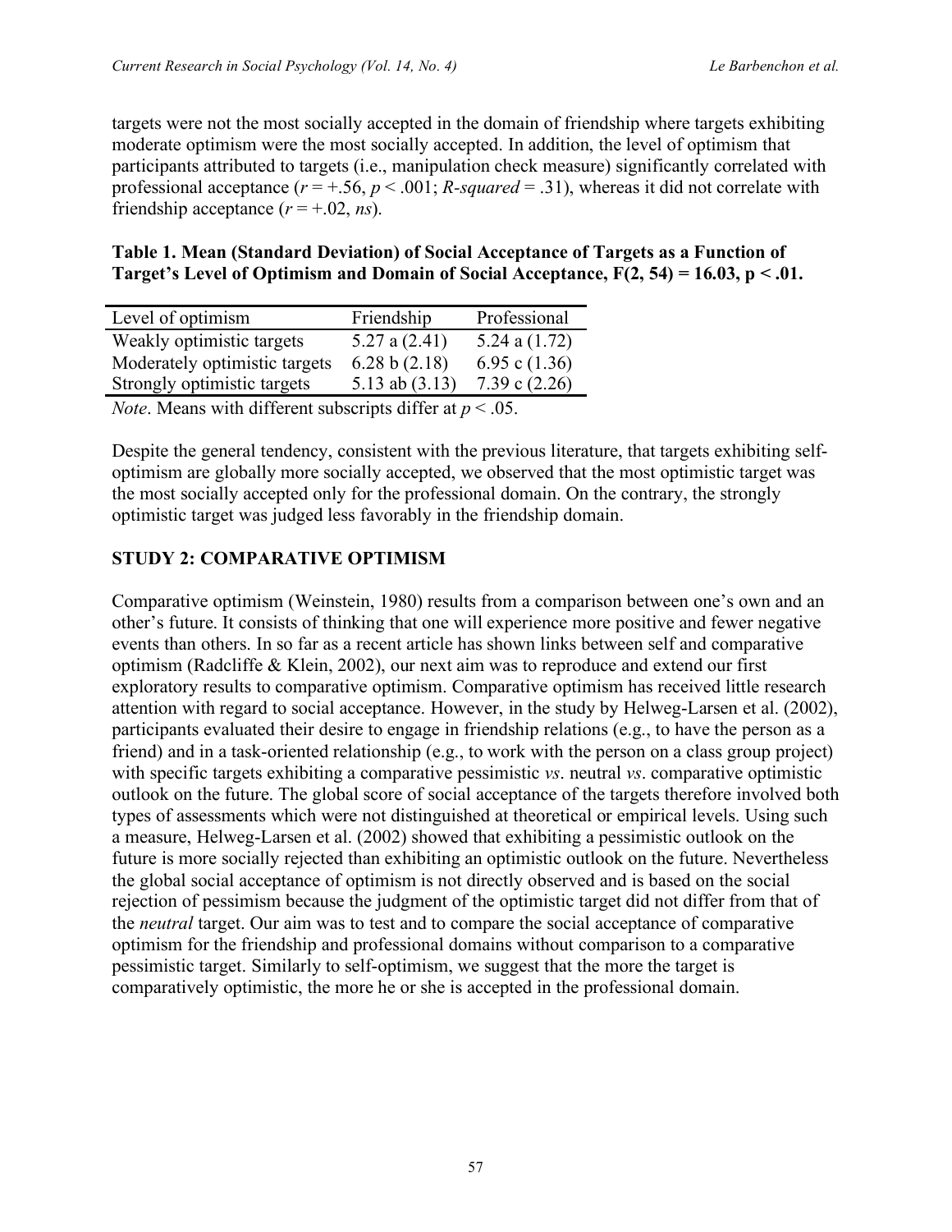targets were not the most socially accepted in the domain of friendship where targets exhibiting moderate optimism were the most socially accepted. In addition, the level of optimism that participants attributed to targets (i.e., manipulation check measure) significantly correlated with professional acceptance ($r = +.56$, $p < .001$; *R-squared* = .31), whereas it did not correlate with friendship acceptance ($r = +.02$, *ns*).

**Table 1. Mean (Standard Deviation) of Social Acceptance of Targets as a Function of Target's Level of Optimism and Domain of Social Acceptance, $F(2, 54) = 16.03$, $p < .01$.**

| Level of optimism | Friendship | Professional |
|---|---|---|
| Weakly optimistic targets | 5.27 a (2.41) | 5.24 a (1.72) |
| Moderately optimistic targets | 6.28 b (2.18) | 6.95 c (1.36) |
| Strongly optimistic targets | 5.13 ab (3.13) | 7.39 c (2.26) |

*Note*. Means with different subscripts differ at $p < .05$.

Despite the general tendency, consistent with the previous literature, that targets exhibiting self-optimism are globally more socially accepted, we observed that the most optimistic target was the most socially accepted only for the professional domain. On the contrary, the strongly optimistic target was judged less favorably in the friendship domain.

## STUDY 2: COMPARATIVE OPTIMISM

Comparative optimism (Weinstein, 1980) results from a comparison between one's own and an other's future. It consists of thinking that one will experience more positive and fewer negative events than others. In so far as a recent article has shown links between self and comparative optimism (Radcliffe & Klein, 2002), our next aim was to reproduce and extend our first exploratory results to comparative optimism. Comparative optimism has received little research attention with regard to social acceptance. However, in the study by Helweg-Larsen et al. (2002), participants evaluated their desire to engage in friendship relations (e.g., to have the person as a friend) and in a task-oriented relationship (e.g., to work with the person on a class group project) with specific targets exhibiting a comparative pessimistic *vs*. neutral *vs*. comparative optimistic outlook on the future. The global score of social acceptance of the targets therefore involved both types of assessments which were not distinguished at theoretical or empirical levels. Using such a measure, Helweg-Larsen et al. (2002) showed that exhibiting a pessimistic outlook on the future is more socially rejected than exhibiting an optimistic outlook on the future. Nevertheless the global social acceptance of optimism is not directly observed and is based on the social rejection of pessimism because the judgment of the optimistic target did not differ from that of the *neutral* target. Our aim was to test and to compare the social acceptance of comparative optimism for the friendship and professional domains without comparison to a comparative pessimistic target. Similarly to self-optimism, we suggest that the more the target is comparatively optimistic, the more he or she is accepted in the professional domain.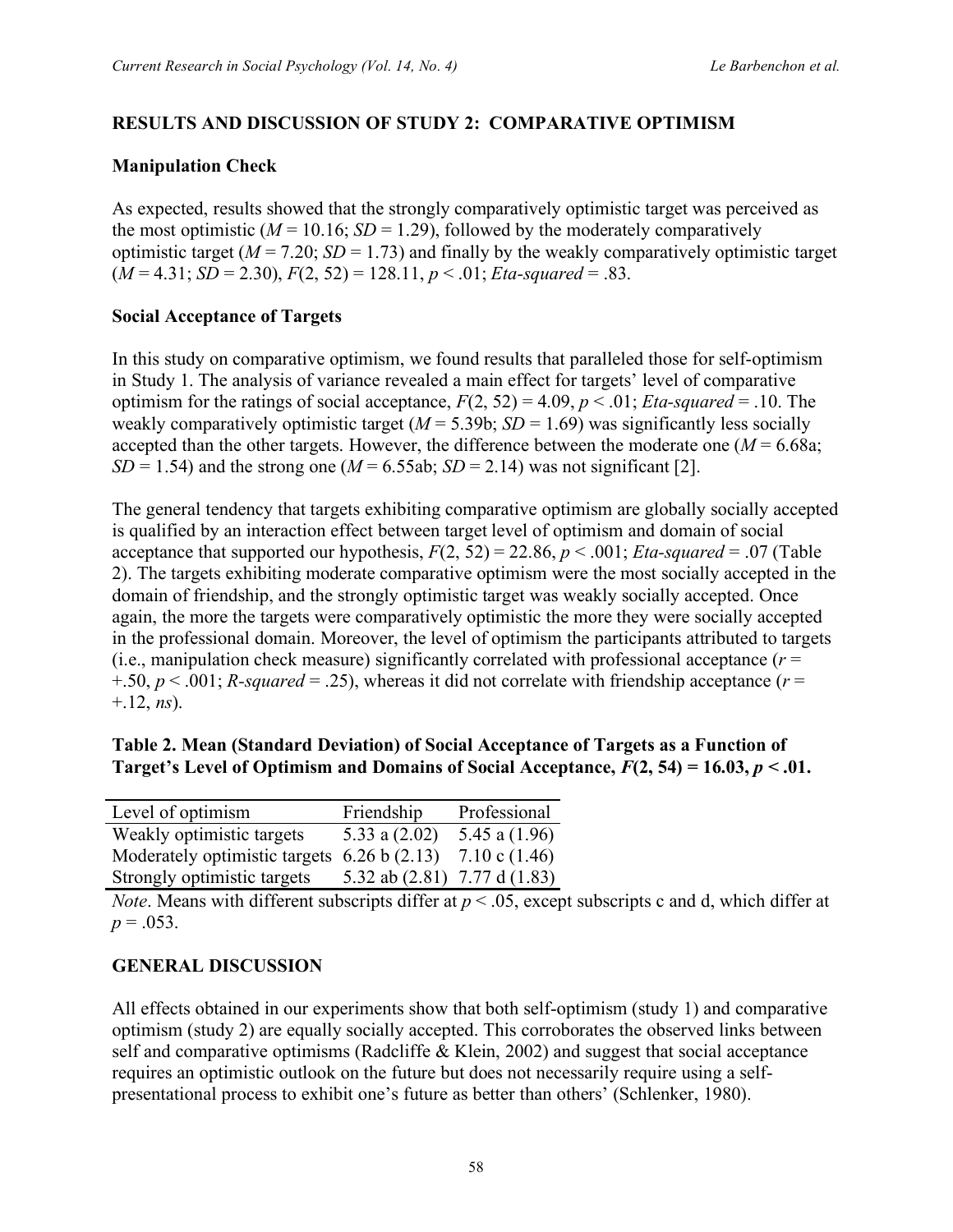## RESULTS AND DISCUSSION OF STUDY 2: COMPARATIVE OPTIMISM

### Manipulation Check

As expected, results showed that the strongly comparatively optimistic target was perceived as the most optimistic ($M$ = 10.16; $SD$ = 1.29), followed by the moderately comparatively optimistic target ($M$ = 7.20; $SD$ = 1.73) and finally by the weakly comparatively optimistic target ($M$ = 4.31; $SD$ = 2.30), $F(2, 52) = 128.11$, $p < .01$; *Eta-squared* = .83.

### Social Acceptance of Targets

In this study on comparative optimism, we found results that paralleled those for self-optimism in Study 1. The analysis of variance revealed a main effect for targets' level of comparative optimism for the ratings of social acceptance, $F(2, 52) = 4.09$, $p < .01$; *Eta-squared* = .10. The weakly comparatively optimistic target ($M$ = 5.39b; $SD$ = 1.69) was significantly less socially accepted than the other targets. However, the difference between the moderate one ($M$ = 6.68a; $SD$ = 1.54) and the strong one ($M$ = 6.55ab; $SD$ = 2.14) was not significant [2].

The general tendency that targets exhibiting comparative optimism are globally socially accepted is qualified by an interaction effect between target level of optimism and domain of social acceptance that supported our hypothesis, $F(2, 52) = 22.86$, $p < .001$; *Eta-squared* = .07 (Table 2). The targets exhibiting moderate comparative optimism were the most socially accepted in the domain of friendship, and the strongly optimistic target was weakly socially accepted. Once again, the more the targets were comparatively optimistic the more they were socially accepted in the professional domain. Moreover, the level of optimism the participants attributed to targets (i.e., manipulation check measure) significantly correlated with professional acceptance ($r$ = +.50, $p < .001$; *R-squared* = .25), whereas it did not correlate with friendship acceptance ($r$ = +.12, *ns*).

**Table 2. Mean (Standard Deviation) of Social Acceptance of Targets as a Function of Target's Level of Optimism and Domains of Social Acceptance, $F(2, 54) = 16.03$, $p < .01$.**

| Level of optimism | Friendship | Professional |
|---|---|---|
| Weakly optimistic targets | 5.33 a (2.02) | 5.45 a (1.96) |
| Moderately optimistic targets | 6.26 b (2.13) | 7.10 c (1.46) |
| Strongly optimistic targets | 5.32 ab (2.81) | 7.77 d (1.83) |

*Note*. Means with different subscripts differ at $p < .05$, except subscripts c and d, which differ at $p = .053$.

## GENERAL DISCUSSION

All effects obtained in our experiments show that both self-optimism (study 1) and comparative optimism (study 2) are equally socially accepted. This corroborates the observed links between self and comparative optimisms (Radcliffe & Klein, 2002) and suggest that social acceptance requires an optimistic outlook on the future but does not necessarily require using a self-presentational process to exhibit one's future as better than others' (Schlenker, 1980).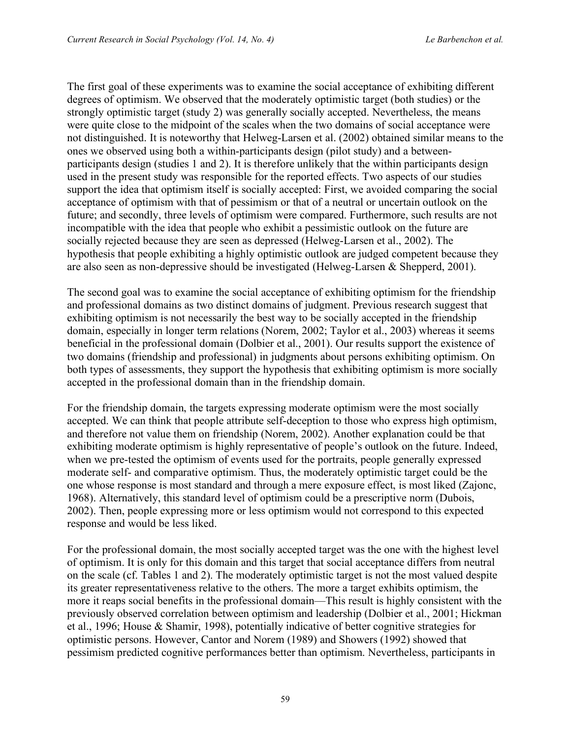The first goal of these experiments was to examine the social acceptance of exhibiting different degrees of optimism. We observed that the moderately optimistic target (both studies) or the strongly optimistic target (study 2) was generally socially accepted. Nevertheless, the means were quite close to the midpoint of the scales when the two domains of social acceptance were not distinguished. It is noteworthy that Helweg-Larsen et al. (2002) obtained similar means to the ones we observed using both a within-participants design (pilot study) and a between-participants design (studies 1 and 2). It is therefore unlikely that the within participants design used in the present study was responsible for the reported effects. Two aspects of our studies support the idea that optimism itself is socially accepted: First, we avoided comparing the social acceptance of optimism with that of pessimism or that of a neutral or uncertain outlook on the future; and secondly, three levels of optimism were compared. Furthermore, such results are not incompatible with the idea that people who exhibit a pessimistic outlook on the future are socially rejected because they are seen as depressed (Helweg-Larsen et al., 2002). The hypothesis that people exhibiting a highly optimistic outlook are judged competent because they are also seen as non-depressive should be investigated (Helweg-Larsen & Shepperd, 2001).

The second goal was to examine the social acceptance of exhibiting optimism for the friendship and professional domains as two distinct domains of judgment. Previous research suggest that exhibiting optimism is not necessarily the best way to be socially accepted in the friendship domain, especially in longer term relations (Norem, 2002; Taylor et al., 2003) whereas it seems beneficial in the professional domain (Dolbier et al., 2001). Our results support the existence of two domains (friendship and professional) in judgments about persons exhibiting optimism. On both types of assessments, they support the hypothesis that exhibiting optimism is more socially accepted in the professional domain than in the friendship domain.

For the friendship domain, the targets expressing moderate optimism were the most socially accepted. We can think that people attribute self-deception to those who express high optimism, and therefore not value them on friendship (Norem, 2002). Another explanation could be that exhibiting moderate optimism is highly representative of people's outlook on the future. Indeed, when we pre-tested the optimism of events used for the portraits, people generally expressed moderate self- and comparative optimism. Thus, the moderately optimistic target could be the one whose response is most standard and through a mere exposure effect, is most liked (Zajonc, 1968). Alternatively, this standard level of optimism could be a prescriptive norm (Dubois, 2002). Then, people expressing more or less optimism would not correspond to this expected response and would be less liked.

For the professional domain, the most socially accepted target was the one with the highest level of optimism. It is only for this domain and this target that social acceptance differs from neutral on the scale (cf. Tables 1 and 2). The moderately optimistic target is not the most valued despite its greater representativeness relative to the others. The more a target exhibits optimism, the more it reaps social benefits in the professional domain—This result is highly consistent with the previously observed correlation between optimism and leadership (Dolbier et al., 2001; Hickman et al., 1996; House & Shamir, 1998), potentially indicative of better cognitive strategies for optimistic persons. However, Cantor and Norem (1989) and Showers (1992) showed that pessimism predicted cognitive performances better than optimism. Nevertheless, participants in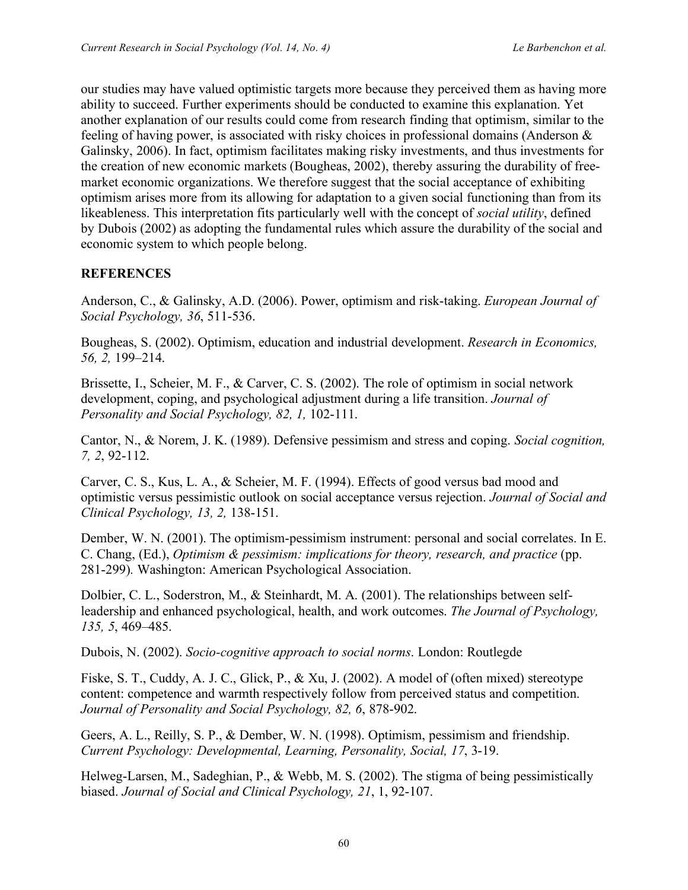our studies may have valued optimistic targets more because they perceived them as having more ability to succeed. Further experiments should be conducted to examine this explanation. Yet another explanation of our results could come from research finding that optimism, similar to the feeling of having power, is associated with risky choices in professional domains (Anderson & Galinsky, 2006). In fact, optimism facilitates making risky investments, and thus investments for the creation of new economic markets (Bougheas, 2002), thereby assuring the durability of free-market economic organizations. We therefore suggest that the social acceptance of exhibiting optimism arises more from its allowing for adaptation to a given social functioning than from its likeableness. This interpretation fits particularly well with the concept of *social utility*, defined by Dubois (2002) as adopting the fundamental rules which assure the durability of the social and economic system to which people belong.

## REFERENCES

Anderson, C., & Galinsky, A.D. (2006). Power, optimism and risk-taking. *European Journal of Social Psychology, 36*, 511-536.

Bougheas, S. (2002). Optimism, education and industrial development. *Research in Economics, 56, 2,* 199–214.

Brissette, I., Scheier, M. F., & Carver, C. S. (2002). The role of optimism in social network development, coping, and psychological adjustment during a life transition. *Journal of Personality and Social Psychology, 82, 1,* 102-111.

Cantor, N., & Norem, J. K. (1989). Defensive pessimism and stress and coping. *Social cognition, 7, 2*, 92-112.

Carver, C. S., Kus, L. A., & Scheier, M. F. (1994). Effects of good versus bad mood and optimistic versus pessimistic outlook on social acceptance versus rejection. *Journal of Social and Clinical Psychology, 13, 2,* 138-151.

Dember, W. N. (2001). The optimism-pessimism instrument: personal and social correlates. In E. C. Chang, (Ed.), *Optimism & pessimism: implications for theory, research, and practice* (pp. 281-299)*.* Washington: American Psychological Association.

Dolbier, C. L., Soderstron, M., & Steinhardt, M. A. (2001). The relationships between self-leadership and enhanced psychological, health, and work outcomes. *The Journal of Psychology, 135, 5*, 469–485.

Dubois, N. (2002). *Socio-cognitive approach to social norms*. London: Routlegde

Fiske, S. T., Cuddy, A. J. C., Glick, P., & Xu, J. (2002). A model of (often mixed) stereotype content: competence and warmth respectively follow from perceived status and competition. *Journal of Personality and Social Psychology, 82, 6*, 878-902.

Geers, A. L., Reilly, S. P., & Dember, W. N. (1998). Optimism, pessimism and friendship. *Current Psychology: Developmental, Learning, Personality, Social, 17*, 3-19.

Helweg-Larsen, M., Sadeghian, P., & Webb, M. S. (2002). The stigma of being pessimistically biased. *Journal of Social and Clinical Psychology, 21*, 1, 92-107.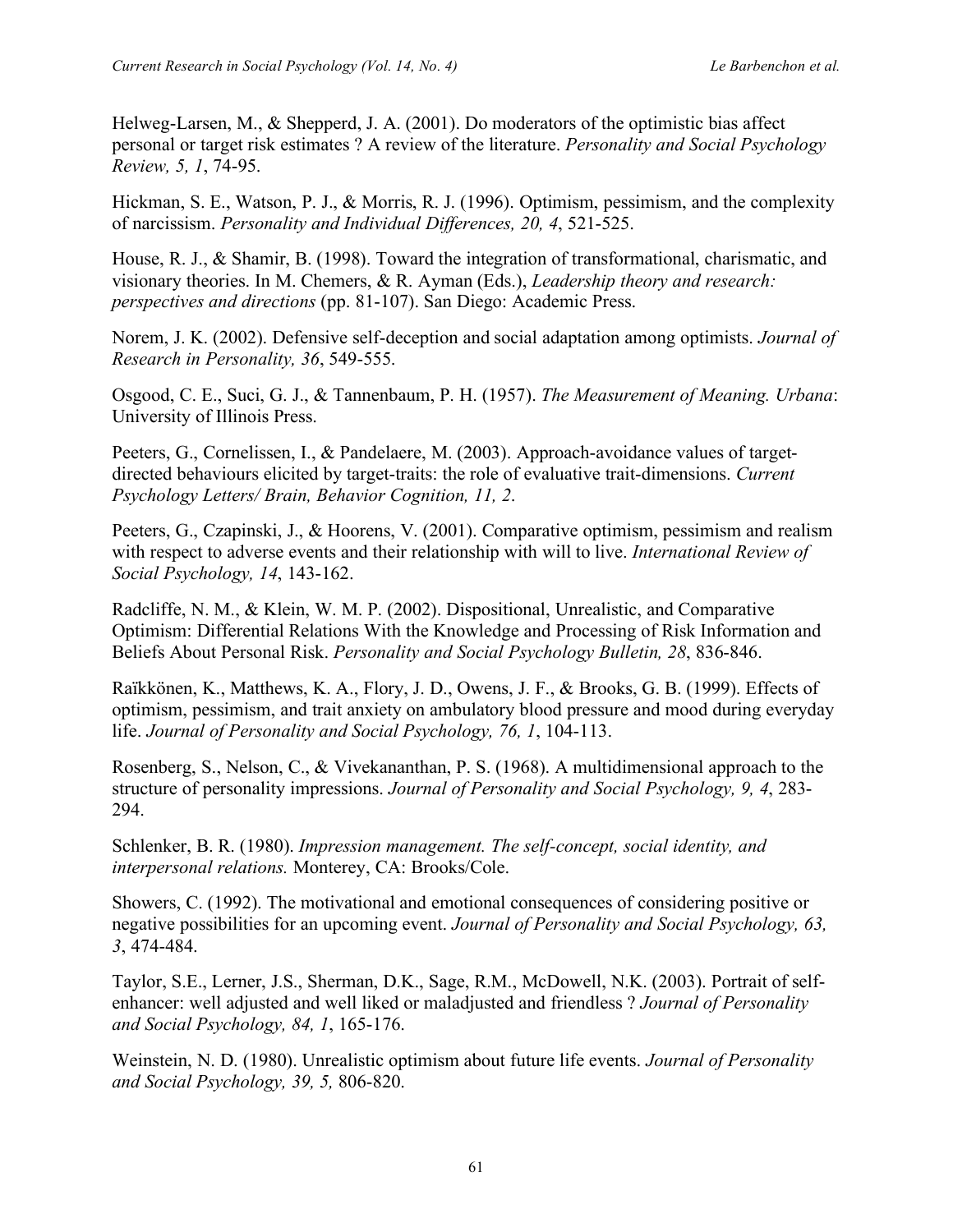Helweg-Larsen, M., & Shepperd, J. A. (2001). Do moderators of the optimistic bias affect personal or target risk estimates ? A review of the literature. *Personality and Social Psychology Review, 5, 1*, 74-95.

Hickman, S. E., Watson, P. J., & Morris, R. J. (1996). Optimism, pessimism, and the complexity of narcissism. *Personality and Individual Differences, 20, 4*, 521-525.

House, R. J., & Shamir, B. (1998). Toward the integration of transformational, charismatic, and visionary theories. In M. Chemers, & R. Ayman (Eds.), *Leadership theory and research: perspectives and directions* (pp. 81-107). San Diego: Academic Press.

Norem, J. K. (2002). Defensive self-deception and social adaptation among optimists. *Journal of Research in Personality, 36*, 549-555.

Osgood, C. E., Suci, G. J., & Tannenbaum, P. H. (1957). *The Measurement of Meaning. Urbana*: University of Illinois Press.

Peeters, G., Cornelissen, I., & Pandelaere, M. (2003). Approach-avoidance values of target-directed behaviours elicited by target-traits: the role of evaluative trait-dimensions. *Current Psychology Letters/ Brain, Behavior Cognition, 11, 2*.

Peeters, G., Czapinski, J., & Hoorens, V. (2001). Comparative optimism, pessimism and realism with respect to adverse events and their relationship with will to live. *International Review of Social Psychology, 14*, 143-162.

Radcliffe, N. M., & Klein, W. M. P. (2002). Dispositional, Unrealistic, and Comparative Optimism: Differential Relations With the Knowledge and Processing of Risk Information and Beliefs About Personal Risk. *Personality and Social Psychology Bulletin, 28*, 836-846.

Raïkkönen, K., Matthews, K. A., Flory, J. D., Owens, J. F., & Brooks, G. B. (1999). Effects of optimism, pessimism, and trait anxiety on ambulatory blood pressure and mood during everyday life. *Journal of Personality and Social Psychology, 76, 1*, 104-113.

Rosenberg, S., Nelson, C., & Vivekananthan, P. S. (1968). A multidimensional approach to the structure of personality impressions. *Journal of Personality and Social Psychology, 9, 4*, 283-294.

Schlenker, B. R. (1980). *Impression management. The self-concept, social identity, and interpersonal relations.* Monterey, CA: Brooks/Cole.

Showers, C. (1992). The motivational and emotional consequences of considering positive or negative possibilities for an upcoming event. *Journal of Personality and Social Psychology, 63, 3*, 474-484.

Taylor, S.E., Lerner, J.S., Sherman, D.K., Sage, R.M., McDowell, N.K. (2003). Portrait of self-enhancer: well adjusted and well liked or maladjusted and friendless ? *Journal of Personality and Social Psychology, 84, 1*, 165-176.

Weinstein, N. D. (1980). Unrealistic optimism about future life events. *Journal of Personality and Social Psychology, 39, 5,* 806-820.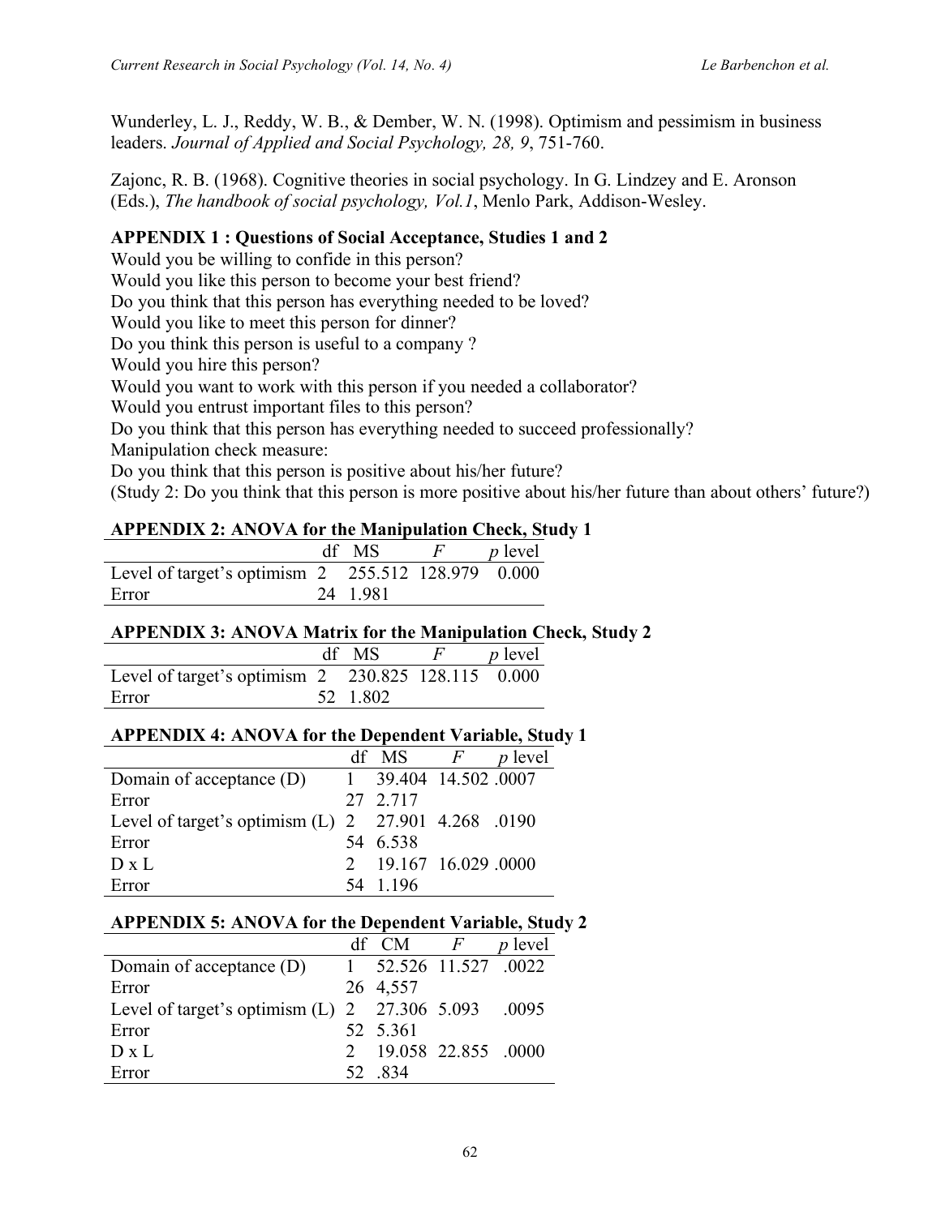Wunderley, L. J., Reddy, W. B., & Dember, W. N. (1998). Optimism and pessimism in business leaders. *Journal of Applied and Social Psychology, 28, 9*, 751-760.

Zajonc, R. B. (1968). Cognitive theories in social psychology. In G. Lindzey and E. Aronson (Eds.), *The handbook of social psychology, Vol.1*, Menlo Park, Addison-Wesley.

## APPENDIX 1 : Questions of Social Acceptance, Studies 1 and 2

Would you be willing to confide in this person?
Would you like this person to become your best friend?
Do you think that this person has everything needed to be loved?
Would you like to meet this person for dinner?
Do you think this person is useful to a company ?
Would you hire this person?
Would you want to work with this person if you needed a collaborator?
Would you entrust important files to this person?
Do you think that this person has everything needed to succeed professionally?
Manipulation check measure:
Do you think that this person is positive about his/her future?
(Study 2: Do you think that this person is more positive about his/her future than about others' future?)

## APPENDIX 2: ANOVA for the Manipulation Check, Study 1

| | df | MS | *F* | *p* level |
|---|---|---|---|---|
| Level of target's optimism | 2 | 255.512 | 128.979 | 0.000 |
| Error | 24 | 1.981 | | |

## APPENDIX 3: ANOVA Matrix for the Manipulation Check, Study 2

| | df | MS | *F* | *p* level |
|---|---|---|---|---|
| Level of target's optimism | 2 | 230.825 | 128.115 | 0.000 |
| Error | 52 | 1.802 | | |

## APPENDIX 4: ANOVA for the Dependent Variable, Study 1

| | df | MS | *F* | *p* level |
|---|---|---|---|---|
| Domain of acceptance (D) | 1 | 39.404 | 14.502 | .0007 |
| Error | 27 | 2.717 | | |
| Level of target's optimism (L) | 2 | 27.901 | 4.268 | .0190 |
| Error | 54 | 6.538 | | |
| D x L | 2 | 19.167 | 16.029 | .0000 |
| Error | 54 | 1.196 | | |

## APPENDIX 5: ANOVA for the Dependent Variable, Study 2

| | df | CM | *F* | *p* level |
|---|---|---|---|---|
| Domain of acceptance (D) | 1 | 52.526 | 11.527 | .0022 |
| Error | 26 | 4,557 | | |
| Level of target's optimism (L) | 2 | 27.306 | 5.093 | .0095 |
| Error | 52 | 5.361 | | |
| D x L | 2 | 19.058 | 22.855 | .0000 |
| Error | 52 | .834 | | |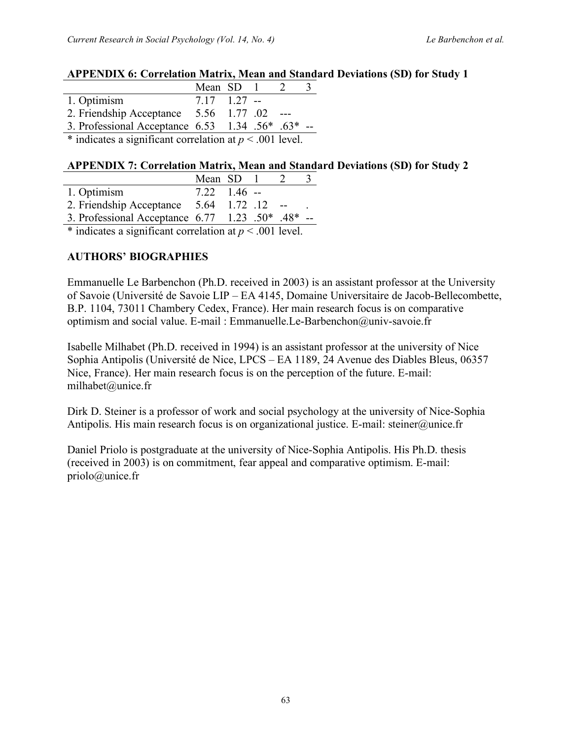## APPENDIX 6: Correlation Matrix, Mean and Standard Deviations (SD) for Study 1

| | Mean | SD | 1 | 2 | 3 |
|---|---|---|---|---|---|
| 1. Optimism | 7.17 | 1.27 | -- | | |
| 2. Friendship Acceptance | 5.56 | 1.77 | .02 | --- | |
| 3. Professional Acceptance | 6.53 | 1.34 | .56* | .63* | -- |

* indicates a significant correlation at $p < .001$ level.

## APPENDIX 7: Correlation Matrix, Mean and Standard Deviations (SD) for Study 2

| | Mean | SD | 1 | 2 | 3 |
|---|---|---|---|---|---|
| 1. Optimism | 7.22 | 1.46 | -- | | |
| 2. Friendship Acceptance | 5.64 | 1.72 | .12 | -- | . |
| 3. Professional Acceptance | 6.77 | 1.23 | .50* | .48* | -- |

* indicates a significant correlation at $p < .001$ level.

## AUTHORS' BIOGRAPHIES

Emmanuelle Le Barbenchon (Ph.D. received in 2003) is an assistant professor at the University of Savoie (Université de Savoie LIP – EA 4145, Domaine Universitaire de Jacob-Bellecombette, B.P. 1104, 73011 Chambery Cedex, France). Her main research focus is on comparative optimism and social value. E-mail : Emmanuelle.Le-Barbenchon@univ-savoie.fr

Isabelle Milhabet (Ph.D. received in 1994) is an assistant professor at the university of Nice Sophia Antipolis (Université de Nice, LPCS – EA 1189, 24 Avenue des Diables Bleus, 06357 Nice, France). Her main research focus is on the perception of the future. E-mail: milhabet@unice.fr

Dirk D. Steiner is a professor of work and social psychology at the university of Nice-Sophia Antipolis. His main research focus is on organizational justice. E-mail: steiner@unice.fr

Daniel Priolo is postgraduate at the university of Nice-Sophia Antipolis. His Ph.D. thesis (received in 2003) is on commitment, fear appeal and comparative optimism. E-mail: priolo@unice.fr